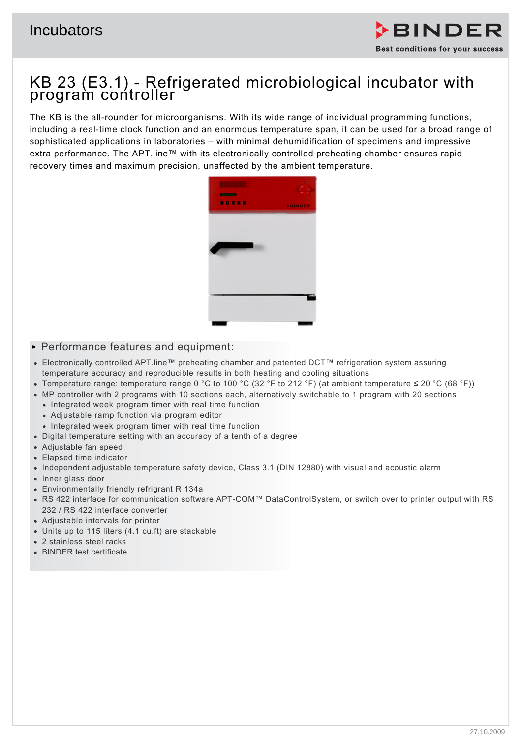Incubators

**BINDER**
Best conditions for your success

# KB 23 (E3.1) - Refrigerated microbiological incubator with program controller

The KB is the all-rounder for microorganisms. With its wide range of individual programming functions, including a real-time clock function and an enormous temperature span, it can be used for a broad range of sophisticated applications in laboratories – with minimal dehumidification of specimens and impressive extra performance. The APT.line™ with its electronically controlled preheating chamber ensures rapid recovery times and maximum precision, unaffected by the ambient temperature.

## Performance features and equipment:

- Electronically controlled APT.line™ preheating chamber and patented DCT™ refrigeration system assuring temperature accuracy and reproducible results in both heating and cooling situations
- Temperature range: temperature range 0 °C to 100 °C (32 °F to 212 °F) (at ambient temperature ≤ 20 °C (68 °F))
- MP controller with 2 programs with 10 sections each, alternatively switchable to 1 program with 20 sections
  - Integrated week program timer with real time function
  - Adjustable ramp function via program editor
  - Integrated week program timer with real time function
- Digital temperature setting with an accuracy of a tenth of a degree
- Adjustable fan speed
- Elapsed time indicator
- Independent adjustable temperature safety device, Class 3.1 (DIN 12880) with visual and acoustic alarm
- Inner glass door
- Environmentally friendly refrigrant R 134a
- RS 422 interface for communication software APT-COM™ DataControlSystem, or switch over to printer output with RS 232 / RS 422 interface converter
- Adjustable intervals for printer
- Units up to 115 liters (4.1 cu.ft) are stackable
- 2 stainless steel racks
- BINDER test certificate

27.10.2009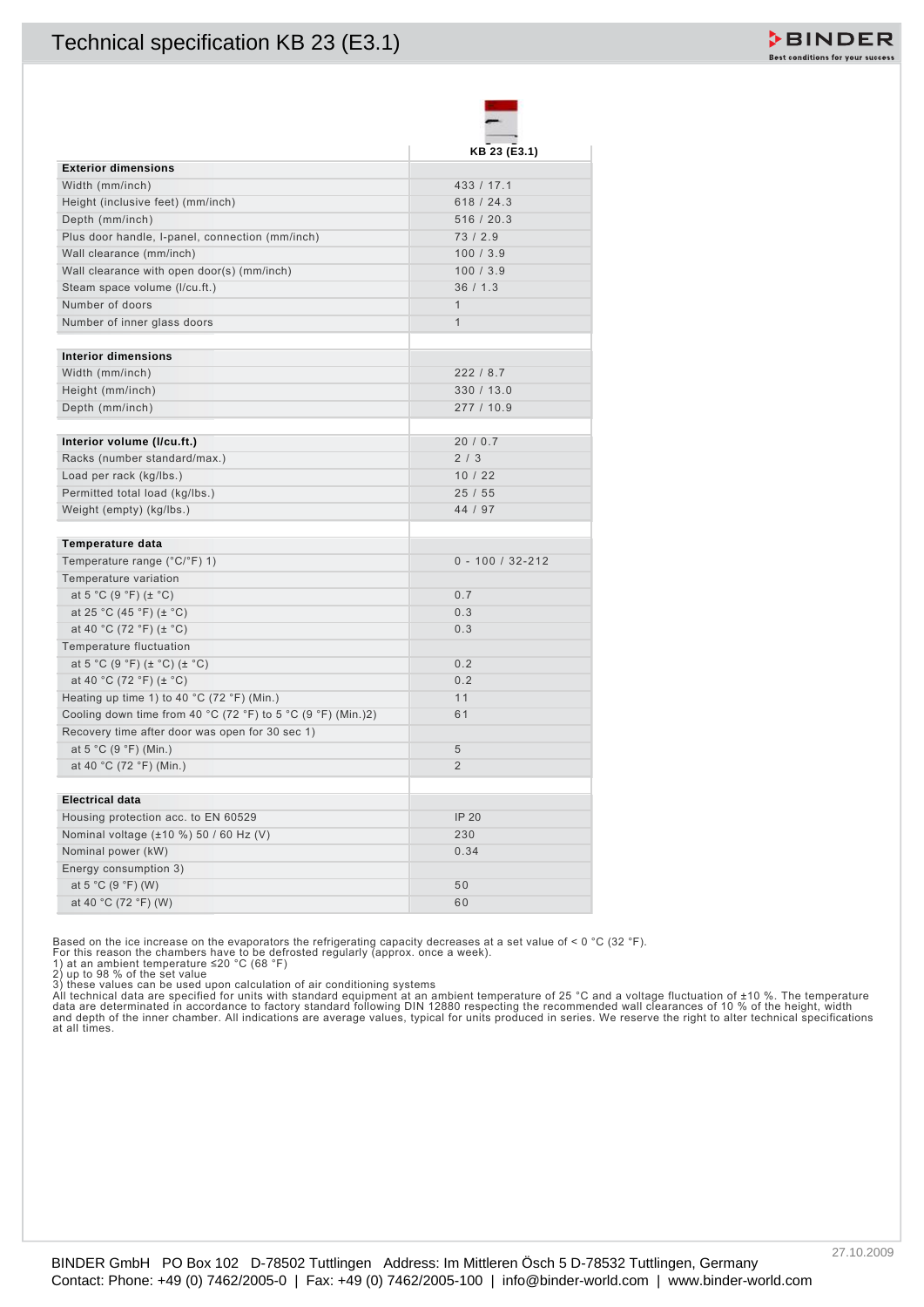# Technical specification KB 23 (E3.1)

| | KB 23 (E3.1) |
|---|---|
| **Exterior dimensions** | |
| Width (mm/inch) | 433 / 17.1 |
| Height (inclusive feet) (mm/inch) | 618 / 24.3 |
| Depth (mm/inch) | 516 / 20.3 |
| Plus door handle, I-panel, connection (mm/inch) | 73 / 2.9 |
| Wall clearance (mm/inch) | 100 / 3.9 |
| Wall clearance with open door(s) (mm/inch) | 100 / 3.9 |
| Steam space volume (l/cu.ft.) | 36 / 1.3 |
| Number of doors | 1 |
| Number of inner glass doors | 1 |
| | |
| **Interior dimensions** | |
| Width (mm/inch) | 222 / 8.7 |
| Height (mm/inch) | 330 / 13.0 |
| Depth (mm/inch) | 277 / 10.9 |
| | |
| **Interior volume (l/cu.ft.)** | 20 / 0.7 |
| Racks (number standard/max.) | 2 / 3 |
| Load per rack (kg/lbs.) | 10 / 22 |
| Permitted total load (kg/lbs.) | 25 / 55 |
| Weight (empty) (kg/lbs.) | 44 / 97 |
| | |
| **Temperature data** | |
| Temperature range (°C/°F) 1) | 0 - 100 / 32-212 |
| Temperature variation | |
| at 5 °C (9 °F) (± °C) | 0.7 |
| at 25 °C (45 °F) (± °C) | 0.3 |
| at 40 °C (72 °F) (± °C) | 0.3 |
| Temperature fluctuation | |
| at 5 °C (9 °F) (± °C) (± °C) | 0.2 |
| at 40 °C (72 °F) (± °C) | 0.2 |
| Heating up time 1) to 40 °C (72 °F) (Min.) | 11 |
| Cooling down time from 40 °C (72 °F) to 5 °C (9 °F) (Min.)2) | 61 |
| Recovery time after door was open for 30 sec 1) | |
| at 5 °C (9 °F) (Min.) | 5 |
| at 40 °C (72 °F) (Min.) | 2 |
| | |
| **Electrical data** | |
| Housing protection acc. to EN 60529 | IP 20 |
| Nominal voltage (±10 %) 50 / 60 Hz (V) | 230 |
| Nominal power (kW) | 0.34 |
| Energy consumption 3) | |
| at 5 °C (9 °F) (W) | 50 |
| at 40 °C (72 °F) (W) | 60 |

Based on the ice increase on the evaporators the refrigerating capacity decreases at a set value of < 0 °C (32 °F).
For this reason the chambers have to be defrosted regularly (approx. once a week).
1) at an ambient temperature ≤20 °C (68 °F)
2) up to 98 % of the set value
3) these values can be used upon calculation of air conditioning systems
All technical data are specified for units with standard equipment at an ambient temperature of 25 °C and a voltage fluctuation of ±10 %. The temperature data are determinated in accordance to factory standard following DIN 12880 respecting the recommended wall clearances of 10 % of the height, width and depth of the inner chamber. All indications are average values, typical for units produced in series. We reserve the right to alter technical specifications at all times.

27.10.2009

BINDER GmbH PO Box 102 D-78502 Tuttlingen Address: Im Mittleren Ösch 5 D-78532 Tuttlingen, Germany
Contact: Phone: +49 (0) 7462/2005-0 | Fax: +49 (0) 7462/2005-100 | info@binder-world.com | www.binder-world.com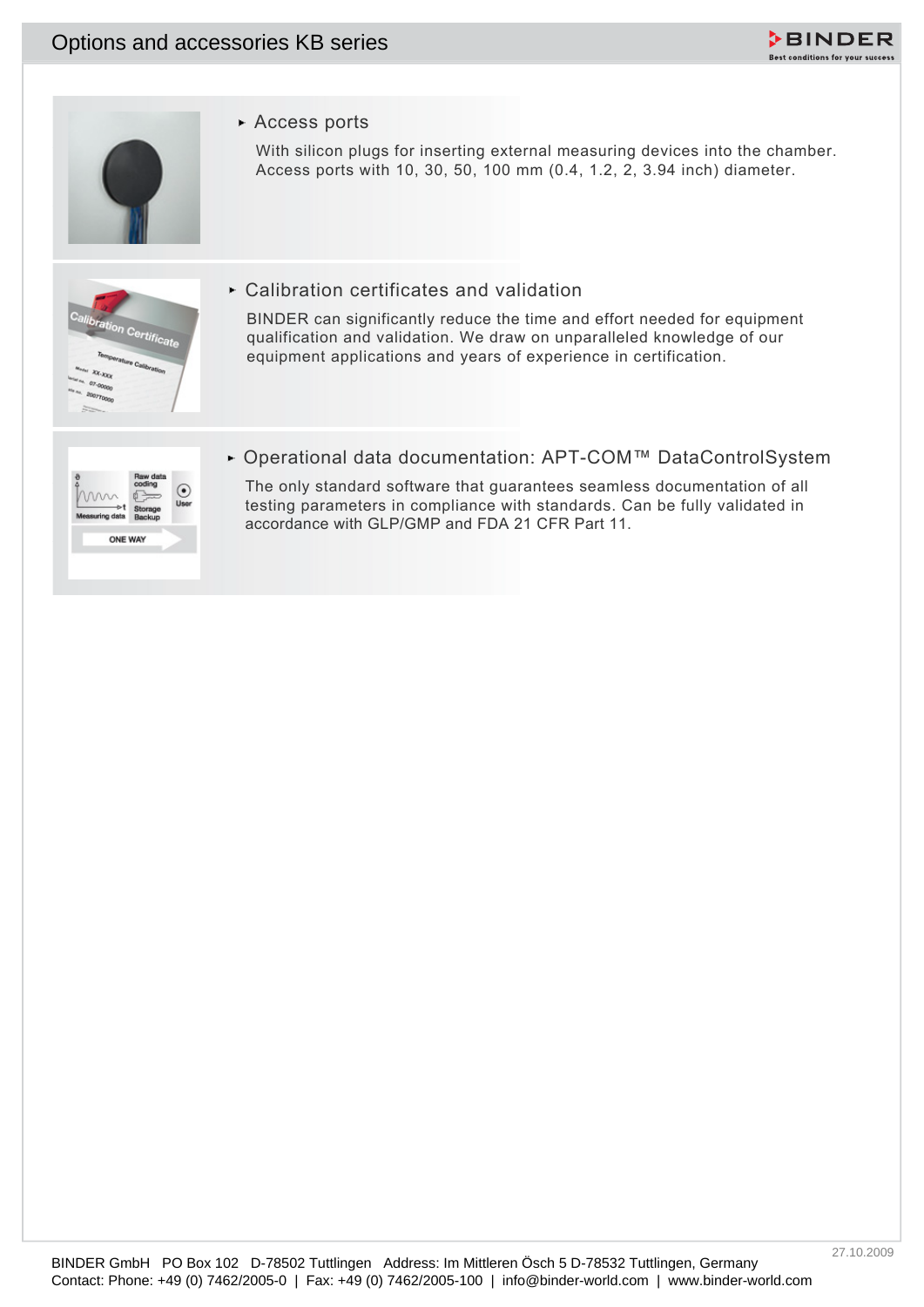# Options and accessories KB series

## Access ports

With silicon plugs for inserting external measuring devices into the chamber. Access ports with 10, 30, 50, 100 mm (0.4, 1.2, 2, 3.94 inch) diameter.

## Calibration certificates and validation

BINDER can significantly reduce the time and effort needed for equipment qualification and validation. We draw on unparalleled knowledge of our equipment applications and years of experience in certification.

## Operational data documentation: APT-COM™ DataControlSystem

The only standard software that guarantees seamless documentation of all testing parameters in compliance with standards. Can be fully validated in accordance with GLP/GMP and FDA 21 CFR Part 11.

BINDER GmbH PO Box 102 D-78502 Tuttlingen Address: Im Mittleren Ösch 5 D-78532 Tuttlingen, Germany
Contact: Phone: +49 (0) 7462/2005-0 | Fax: +49 (0) 7462/2005-100 | info@binder-world.com | www.binder-world.com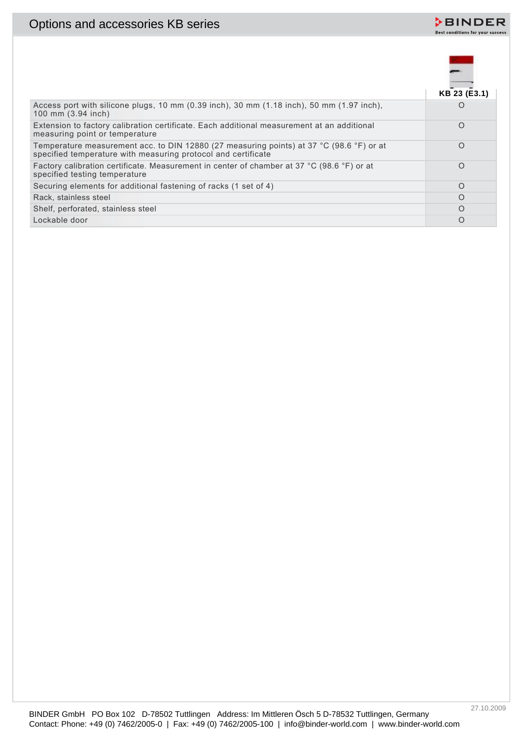# Options and accessories KB series

| | KB 23 (E3.1) |
|---|---|
| Access port with silicone plugs, 10 mm (0.39 inch), 30 mm (1.18 inch), 50 mm (1.97 inch), 100 mm (3.94 inch) | O |
| Extension to factory calibration certificate. Each additional measurement at an additional measuring point or temperature | O |
| Temperature measurement acc. to DIN 12880 (27 measuring points) at 37 °C (98.6 °F) or at specified temperature with measuring protocol and certificate | O |
| Factory calibration certificate. Measurement in center of chamber at 37 °C (98.6 °F) or at specified testing temperature | O |
| Securing elements for additional fastening of racks (1 set of 4) | O |
| Rack, stainless steel | O |
| Shelf, perforated, stainless steel | O |
| Lockable door | O |

27.10.2009

BINDER GmbH PO Box 102 D-78502 Tuttlingen Address: Im Mittleren Ösch 5 D-78532 Tuttlingen, Germany
Contact: Phone: +49 (0) 7462/2005-0 | Fax: +49 (0) 7462/2005-100 | info@binder-world.com | www.binder-world.com